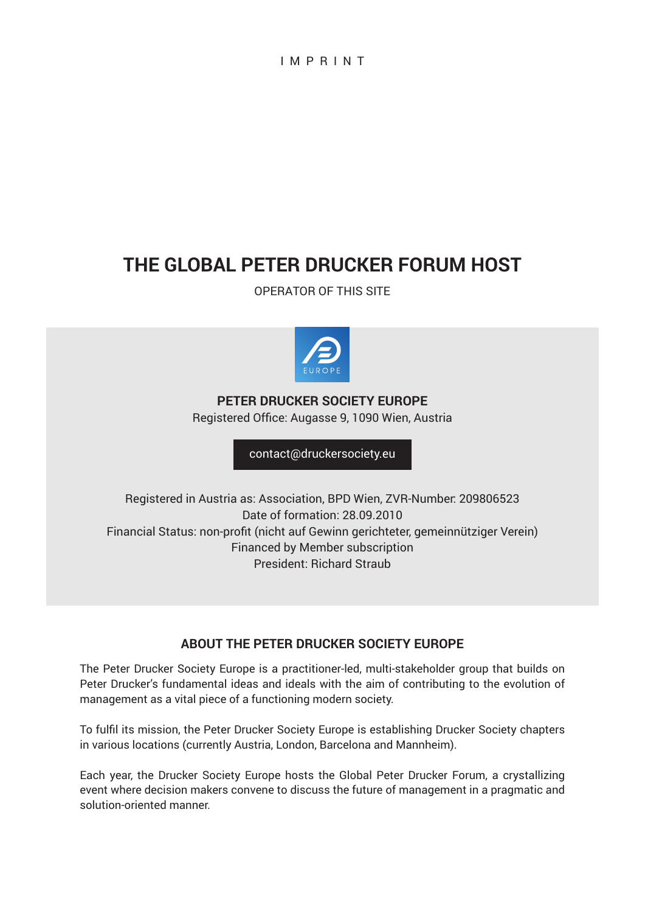IMPRINT

# THE GLOBAL PETER DRUCKER FORUM HOST

OPERATOR OF THIS SITE

EUROPE

**PETER DRUCKER SOCIETY EUROPE**

Registered Office: Augasse 9, 1090 Wien, Austria

contact@druckersociety.eu

Registered in Austria as: Association, BPD Wien, ZVR-Number: 209806523
Date of formation: 28.09.2010
Financial Status: non-profit (nicht auf Gewinn gerichteter, gemeinnütziger Verein)
Financed by Member subscription
President: Richard Straub

## ABOUT THE PETER DRUCKER SOCIETY EUROPE

The Peter Drucker Society Europe is a practitioner-led, multi-stakeholder group that builds on Peter Drucker's fundamental ideas and ideals with the aim of contributing to the evolution of management as a vital piece of a functioning modern society.

To fulfil its mission, the Peter Drucker Society Europe is establishing Drucker Society chapters in various locations (currently Austria, London, Barcelona and Mannheim).

Each year, the Drucker Society Europe hosts the Global Peter Drucker Forum, a crystallizing event where decision makers convene to discuss the future of management in a pragmatic and solution-oriented manner.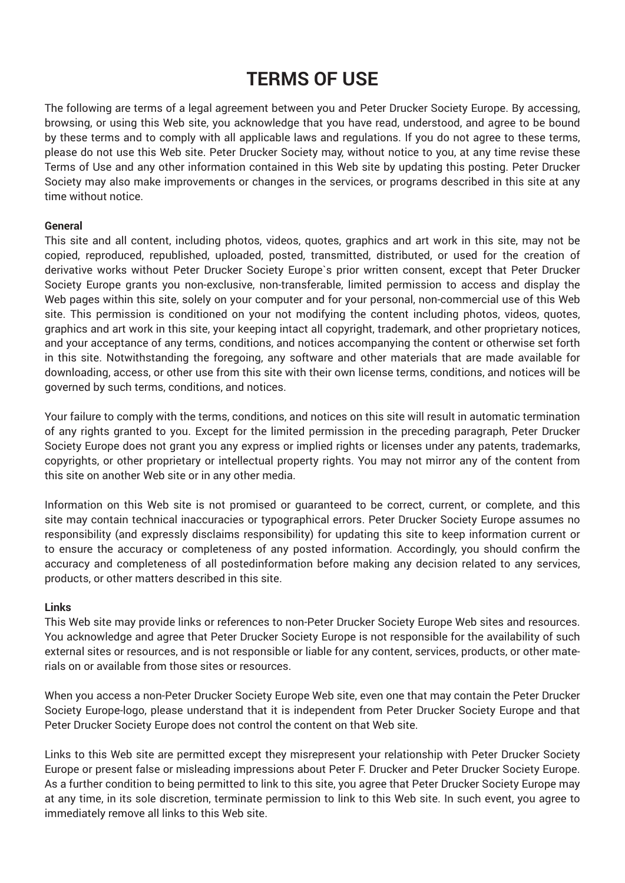# TERMS OF USE

The following are terms of a legal agreement between you and Peter Drucker Society Europe. By accessing, browsing, or using this Web site, you acknowledge that you have read, understood, and agree to be bound by these terms and to comply with all applicable laws and regulations. If you do not agree to these terms, please do not use this Web site. Peter Drucker Society may, without notice to you, at any time revise these Terms of Use and any other information contained in this Web site by updating this posting. Peter Drucker Society may also make improvements or changes in the services, or programs described in this site at any time without notice.

**General**

This site and all content, including photos, videos, quotes, graphics and art work in this site, may not be copied, reproduced, republished, uploaded, posted, transmitted, distributed, or used for the creation of derivative works without Peter Drucker Society Europe`s prior written consent, except that Peter Drucker Society Europe grants you non-exclusive, non-transferable, limited permission to access and display the Web pages within this site, solely on your computer and for your personal, non-commercial use of this Web site. This permission is conditioned on your not modifying the content including photos, videos, quotes, graphics and art work in this site, your keeping intact all copyright, trademark, and other proprietary notices, and your acceptance of any terms, conditions, and notices accompanying the content or otherwise set forth in this site. Notwithstanding the foregoing, any software and other materials that are made available for downloading, access, or other use from this site with their own license terms, conditions, and notices will be governed by such terms, conditions, and notices.

Your failure to comply with the terms, conditions, and notices on this site will result in automatic termination of any rights granted to you. Except for the limited permission in the preceding paragraph, Peter Drucker Society Europe does not grant you any express or implied rights or licenses under any patents, trademarks, copyrights, or other proprietary or intellectual property rights. You may not mirror any of the content from this site on another Web site or in any other media.

Information on this Web site is not promised or guaranteed to be correct, current, or complete, and this site may contain technical inaccuracies or typographical errors. Peter Drucker Society Europe assumes no responsibility (and expressly disclaims responsibility) for updating this site to keep information current or to ensure the accuracy or completeness of any posted information. Accordingly, you should confirm the accuracy and completeness of all postedinformation before making any decision related to any services, products, or other matters described in this site.

**Links**

This Web site may provide links or references to non-Peter Drucker Society Europe Web sites and resources. You acknowledge and agree that Peter Drucker Society Europe is not responsible for the availability of such external sites or resources, and is not responsible or liable for any content, services, products, or other materials on or available from those sites or resources.

When you access a non-Peter Drucker Society Europe Web site, even one that may contain the Peter Drucker Society Europe-logo, please understand that it is independent from Peter Drucker Society Europe and that Peter Drucker Society Europe does not control the content on that Web site.

Links to this Web site are permitted except they misrepresent your relationship with Peter Drucker Society Europe or present false or misleading impressions about Peter F. Drucker and Peter Drucker Society Europe. As a further condition to being permitted to link to this site, you agree that Peter Drucker Society Europe may at any time, in its sole discretion, terminate permission to link to this Web site. In such event, you agree to immediately remove all links to this Web site.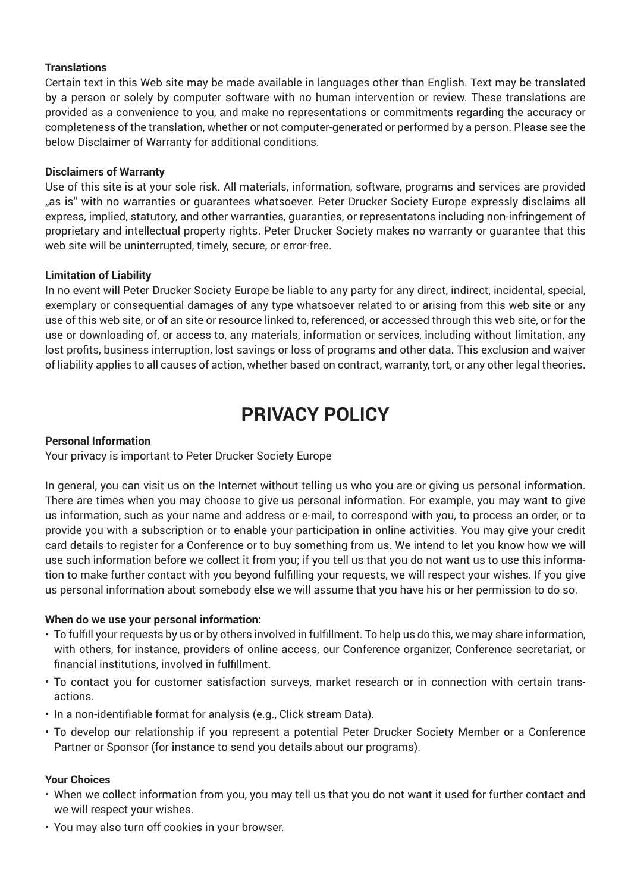**Translations**

Certain text in this Web site may be made available in languages other than English. Text may be translated by a person or solely by computer software with no human intervention or review. These translations are provided as a convenience to you, and make no representations or commitments regarding the accuracy or completeness of the translation, whether or not computer-generated or performed by a person. Please see the below Disclaimer of Warranty for additional conditions.

**Disclaimers of Warranty**

Use of this site is at your sole risk. All materials, information, software, programs and services are provided „as is" with no warranties or guarantees whatsoever. Peter Drucker Society Europe expressly disclaims all express, implied, statutory, and other warranties, guaranties, or representatons including non-infringement of proprietary and intellectual property rights. Peter Drucker Society makes no warranty or guarantee that this web site will be uninterrupted, timely, secure, or error-free.

**Limitation of Liability**

In no event will Peter Drucker Society Europe be liable to any party for any direct, indirect, incidental, special, exemplary or consequential damages of any type whatsoever related to or arising from this web site or any use of this web site, or of an site or resource linked to, referenced, or accessed through this web site, or for the use or downloading of, or access to, any materials, information or services, including without limitation, any lost profits, business interruption, lost savings or loss of programs and other data. This exclusion and waiver of liability applies to all causes of action, whether based on contract, warranty, tort, or any other legal theories.

# PRIVACY POLICY

**Personal Information**

Your privacy is important to Peter Drucker Society Europe

In general, you can visit us on the Internet without telling us who you are or giving us personal information. There are times when you may choose to give us personal information. For example, you may want to give us information, such as your name and address or e-mail, to correspond with you, to process an order, or to provide you with a subscription or to enable your participation in online activities. You may give your credit card details to register for a Conference or to buy something from us. We intend to let you know how we will use such information before we collect it from you; if you tell us that you do not want us to use this information to make further contact with you beyond fulfilling your requests, we will respect your wishes. If you give us personal information about somebody else we will assume that you have his or her permission to do so.

**When do we use your personal information:**

- To fulfill your requests by us or by others involved in fulfillment. To help us do this, we may share information, with others, for instance, providers of online access, our Conference organizer, Conference secretariat, or financial institutions, involved in fulfillment.
- To contact you for customer satisfaction surveys, market research or in connection with certain transactions.
- In a non-identifiable format for analysis (e.g., Click stream Data).
- To develop our relationship if you represent a potential Peter Drucker Society Member or a Conference Partner or Sponsor (for instance to send you details about our programs).

**Your Choices**

- When we collect information from you, you may tell us that you do not want it used for further contact and we will respect your wishes.
- You may also turn off cookies in your browser.